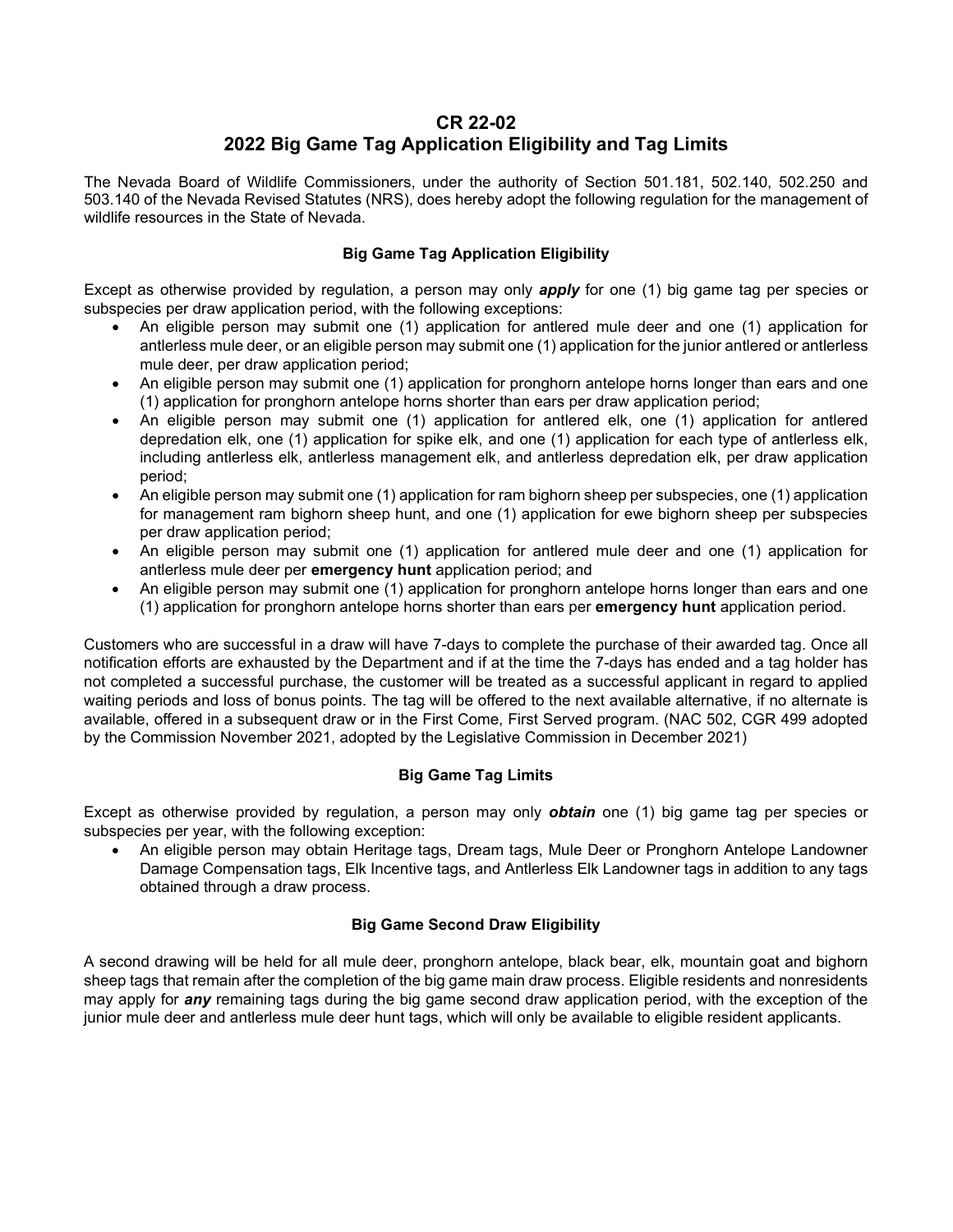# CR 22-02
# 2022 Big Game Tag Application Eligibility and Tag Limits

The Nevada Board of Wildlife Commissioners, under the authority of Section 501.181, 502.140, 502.250 and 503.140 of the Nevada Revised Statutes (NRS), does hereby adopt the following regulation for the management of wildlife resources in the State of Nevada.

### Big Game Tag Application Eligibility

Except as otherwise provided by regulation, a person may only ***apply*** for one (1) big game tag per species or subspecies per draw application period, with the following exceptions:

- An eligible person may submit one (1) application for antlered mule deer and one (1) application for antlerless mule deer, or an eligible person may submit one (1) application for the junior antlered or antlerless mule deer, per draw application period;
- An eligible person may submit one (1) application for pronghorn antelope horns longer than ears and one (1) application for pronghorn antelope horns shorter than ears per draw application period;
- An eligible person may submit one (1) application for antlered elk, one (1) application for antlered depredation elk, one (1) application for spike elk, and one (1) application for each type of antlerless elk, including antlerless elk, antlerless management elk, and antlerless depredation elk, per draw application period;
- An eligible person may submit one (1) application for ram bighorn sheep per subspecies, one (1) application for management ram bighorn sheep hunt, and one (1) application for ewe bighorn sheep per subspecies per draw application period;
- An eligible person may submit one (1) application for antlered mule deer and one (1) application for antlerless mule deer per **emergency hunt** application period; and
- An eligible person may submit one (1) application for pronghorn antelope horns longer than ears and one (1) application for pronghorn antelope horns shorter than ears per **emergency hunt** application period.

Customers who are successful in a draw will have 7-days to complete the purchase of their awarded tag. Once all notification efforts are exhausted by the Department and if at the time the 7-days has ended and a tag holder has not completed a successful purchase, the customer will be treated as a successful applicant in regard to applied waiting periods and loss of bonus points. The tag will be offered to the next available alternative, if no alternate is available, offered in a subsequent draw or in the First Come, First Served program. (NAC 502, CGR 499 adopted by the Commission November 2021, adopted by the Legislative Commission in December 2021)

### Big Game Tag Limits

Except as otherwise provided by regulation, a person may only ***obtain*** one (1) big game tag per species or subspecies per year, with the following exception:

- An eligible person may obtain Heritage tags, Dream tags, Mule Deer or Pronghorn Antelope Landowner Damage Compensation tags, Elk Incentive tags, and Antlerless Elk Landowner tags in addition to any tags obtained through a draw process.

### Big Game Second Draw Eligibility

A second drawing will be held for all mule deer, pronghorn antelope, black bear, elk, mountain goat and bighorn sheep tags that remain after the completion of the big game main draw process. Eligible residents and nonresidents may apply for ***any*** remaining tags during the big game second draw application period, with the exception of the junior mule deer and antlerless mule deer hunt tags, which will only be available to eligible resident applicants.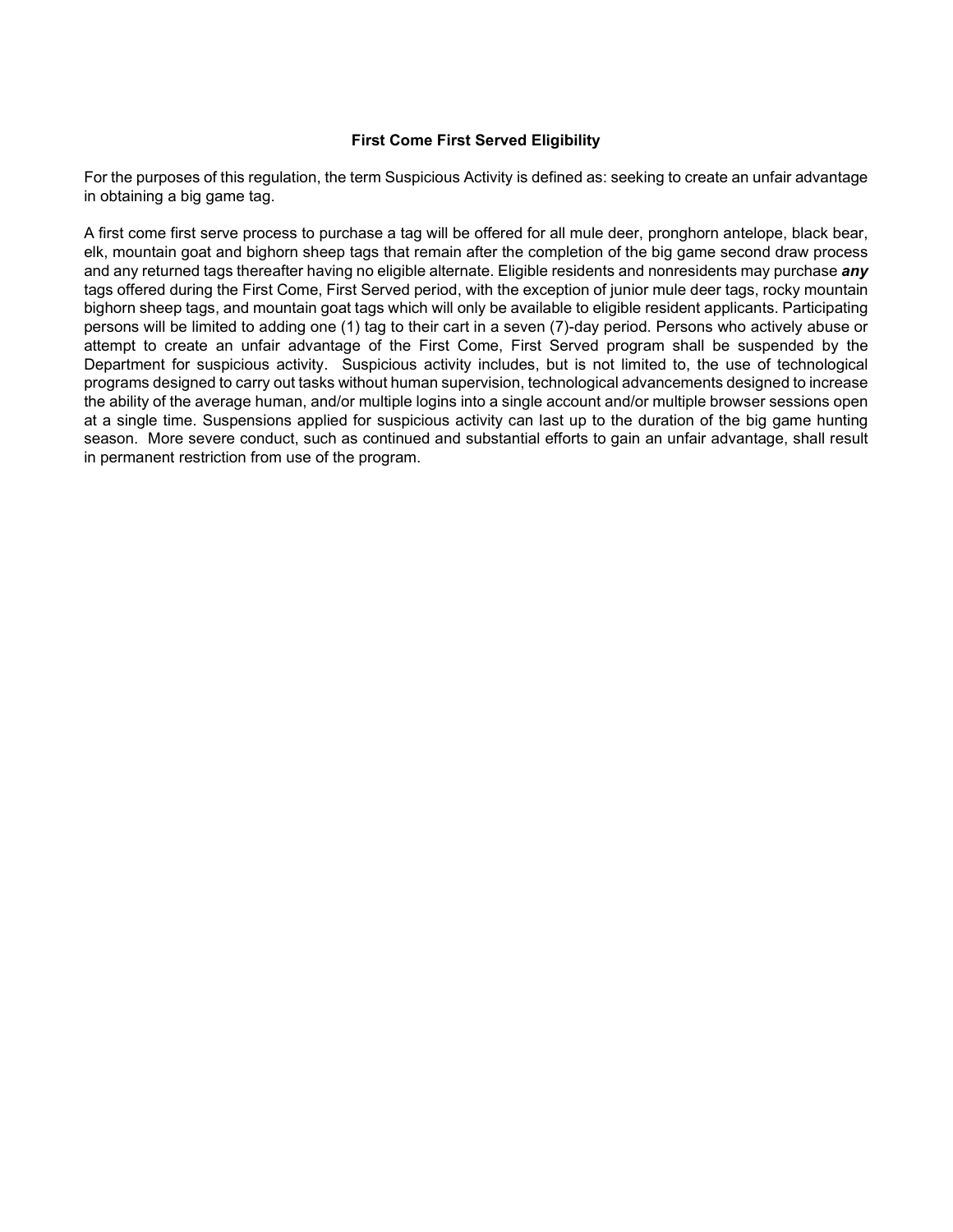**First Come First Served Eligibility**

For the purposes of this regulation, the term Suspicious Activity is defined as: seeking to create an unfair advantage in obtaining a big game tag.

A first come first serve process to purchase a tag will be offered for all mule deer, pronghorn antelope, black bear, elk, mountain goat and bighorn sheep tags that remain after the completion of the big game second draw process and any returned tags thereafter having no eligible alternate. Eligible residents and nonresidents may purchase ***any*** tags offered during the First Come, First Served period, with the exception of junior mule deer tags, rocky mountain bighorn sheep tags, and mountain goat tags which will only be available to eligible resident applicants. Participating persons will be limited to adding one (1) tag to their cart in a seven (7)-day period. Persons who actively abuse or attempt to create an unfair advantage of the First Come, First Served program shall be suspended by the Department for suspicious activity. Suspicious activity includes, but is not limited to, the use of technological programs designed to carry out tasks without human supervision, technological advancements designed to increase the ability of the average human, and/or multiple logins into a single account and/or multiple browser sessions open at a single time. Suspensions applied for suspicious activity can last up to the duration of the big game hunting season. More severe conduct, such as continued and substantial efforts to gain an unfair advantage, shall result in permanent restriction from use of the program.